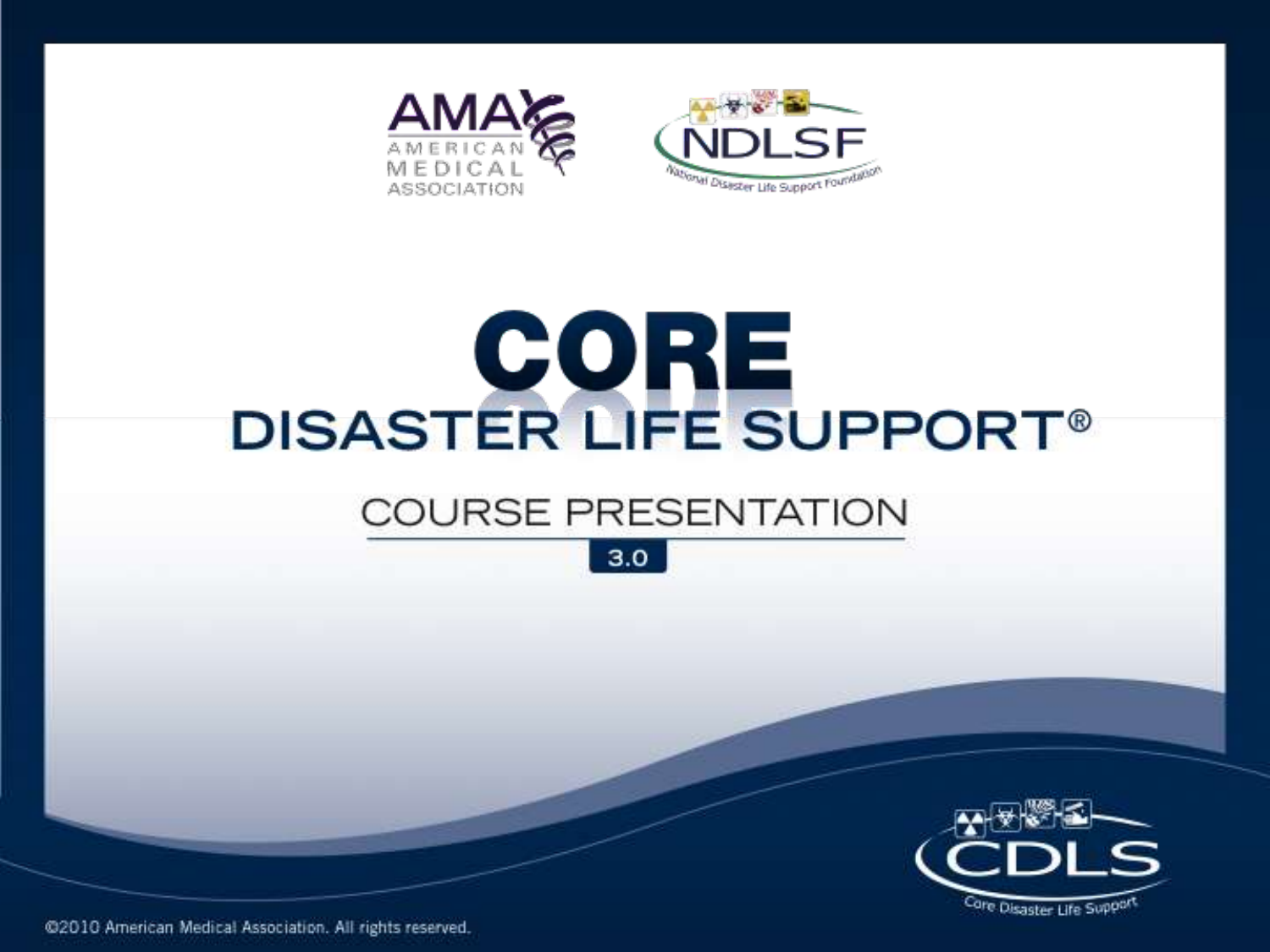AMA AMERICAN MEDICAL ASSOCIATION

NDLSF National Disaster Life Support Foundation

# CORE DISASTER LIFE SUPPORT®

## COURSE PRESENTATION

3.0

CDLS Core Disaster Life Support

©2010 American Medical Association. All rights reserved.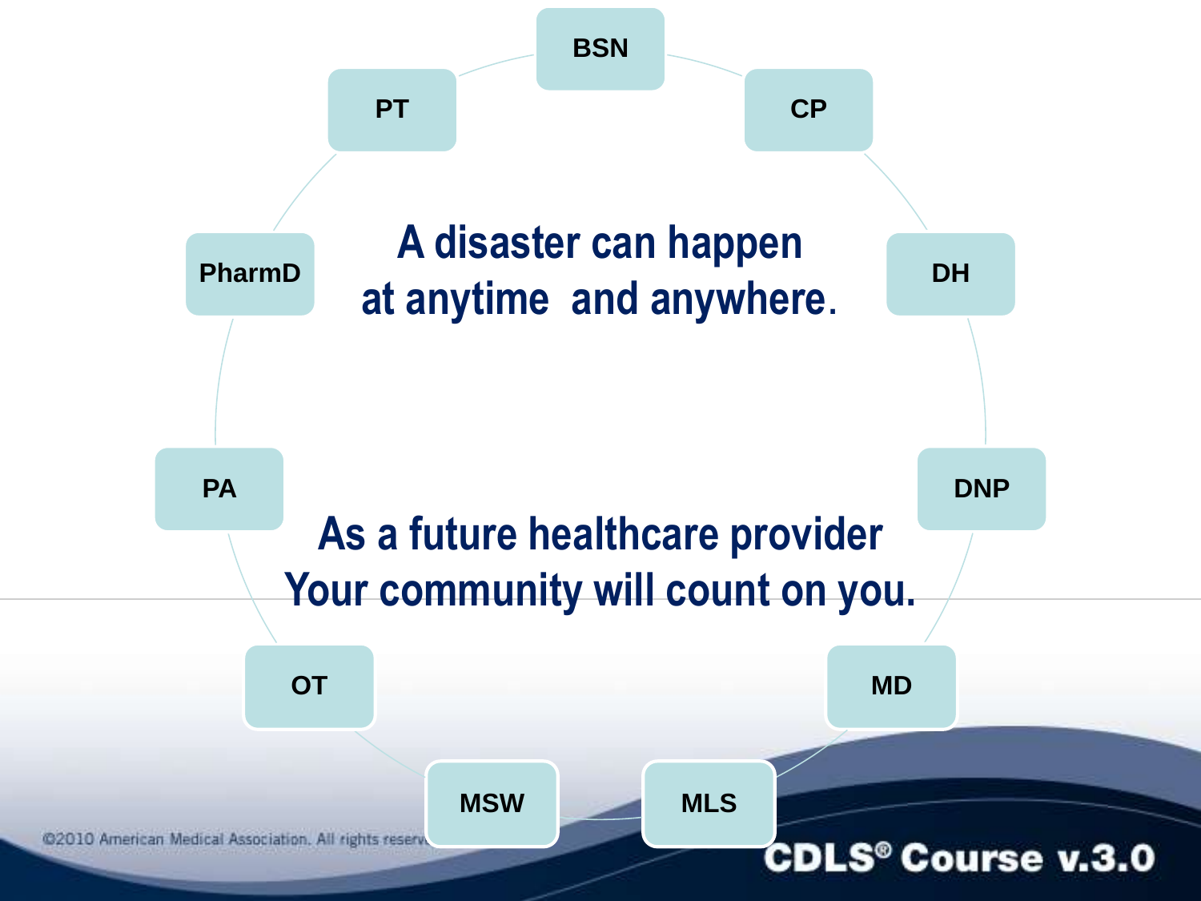A disaster can happen at anytime and anywhere.

As a future healthcare provider Your community will count on you.

- BSN
- CP
- DH
- DNP
- MD
- MLS
- MSW
- OT
- PA
- PharmD
- PT

©2010 American Medical Association. All rights reserved.

CDLS® Course v.3.0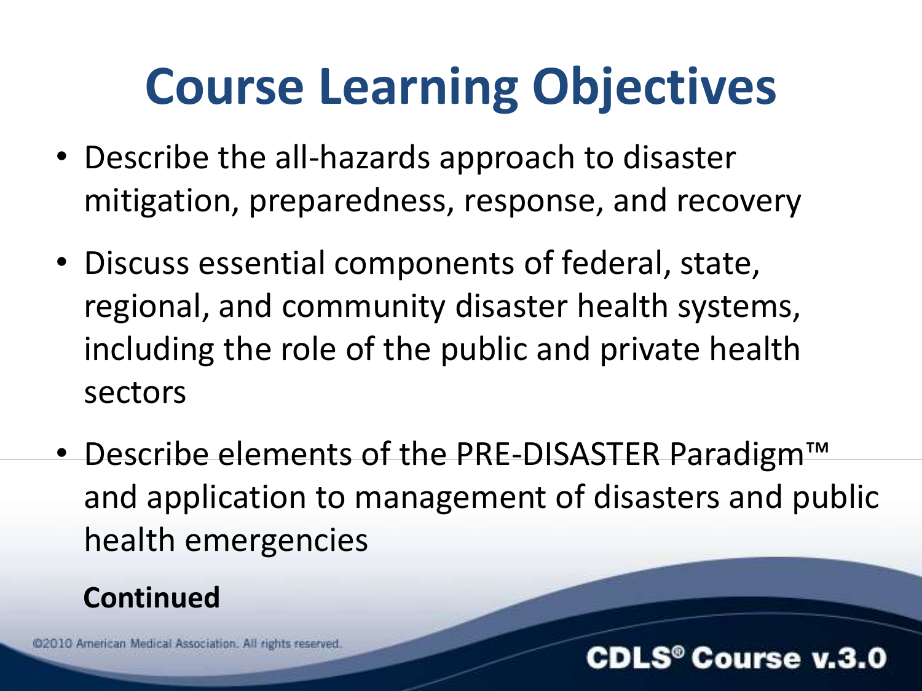# Course Learning Objectives

- Describe the all-hazards approach to disaster mitigation, preparedness, response, and recovery
- Discuss essential components of federal, state, regional, and community disaster health systems, including the role of the public and private health sectors
- Describe elements of the PRE-DISASTER Paradigm™ and application to management of disasters and public health emergencies

**Continued**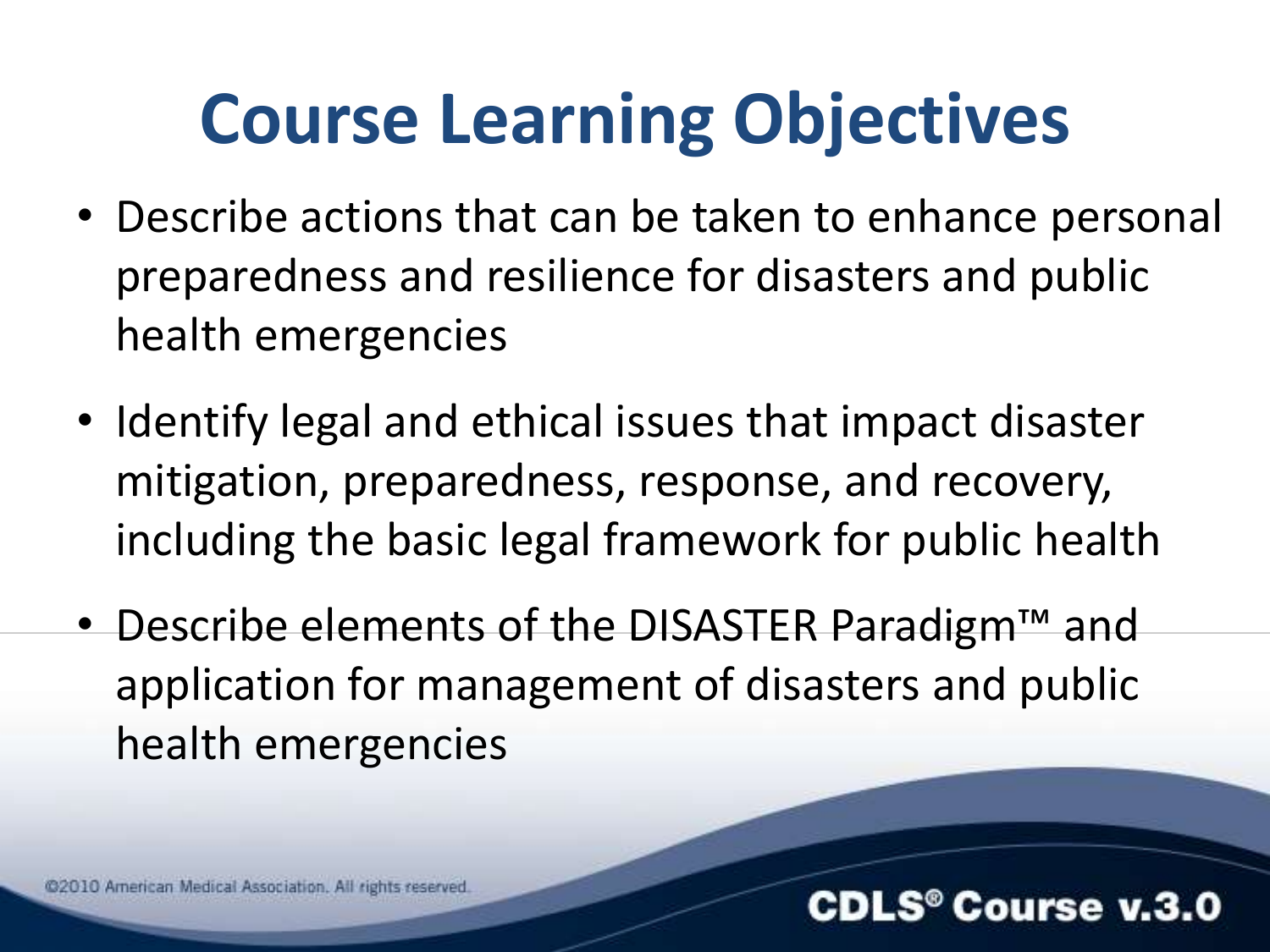# Course Learning Objectives

- Describe actions that can be taken to enhance personal preparedness and resilience for disasters and public health emergencies
- Identify legal and ethical issues that impact disaster mitigation, preparedness, response, and recovery, including the basic legal framework for public health
- Describe elements of the DISASTER Paradigm™ and application for management of disasters and public health emergencies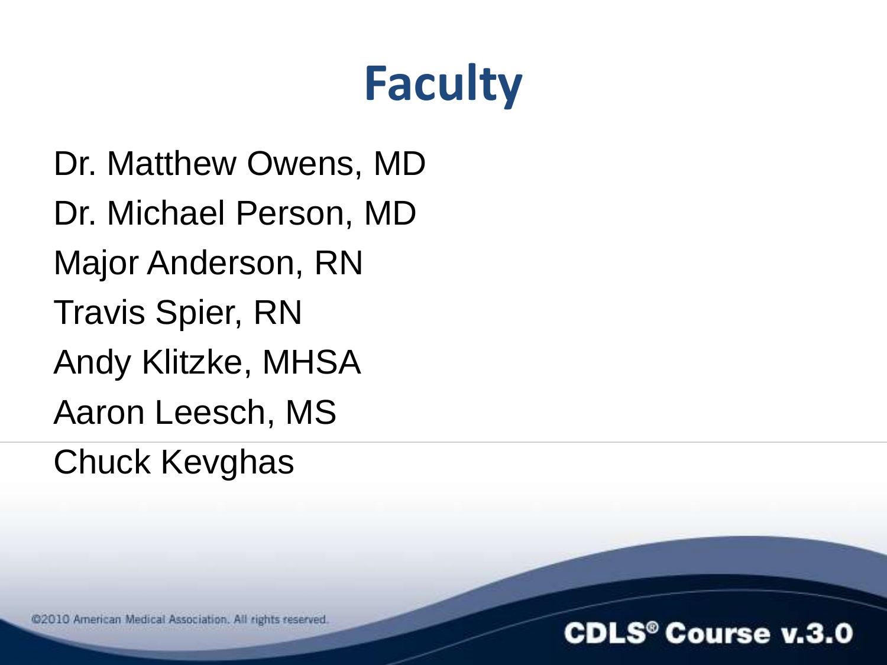# Faculty

Dr. Matthew Owens, MD

Dr. Michael Person, MD

Major Anderson, RN

Travis Spier, RN

Andy Klitzke, MHSA

Aaron Leesch, MS

Chuck Kevghas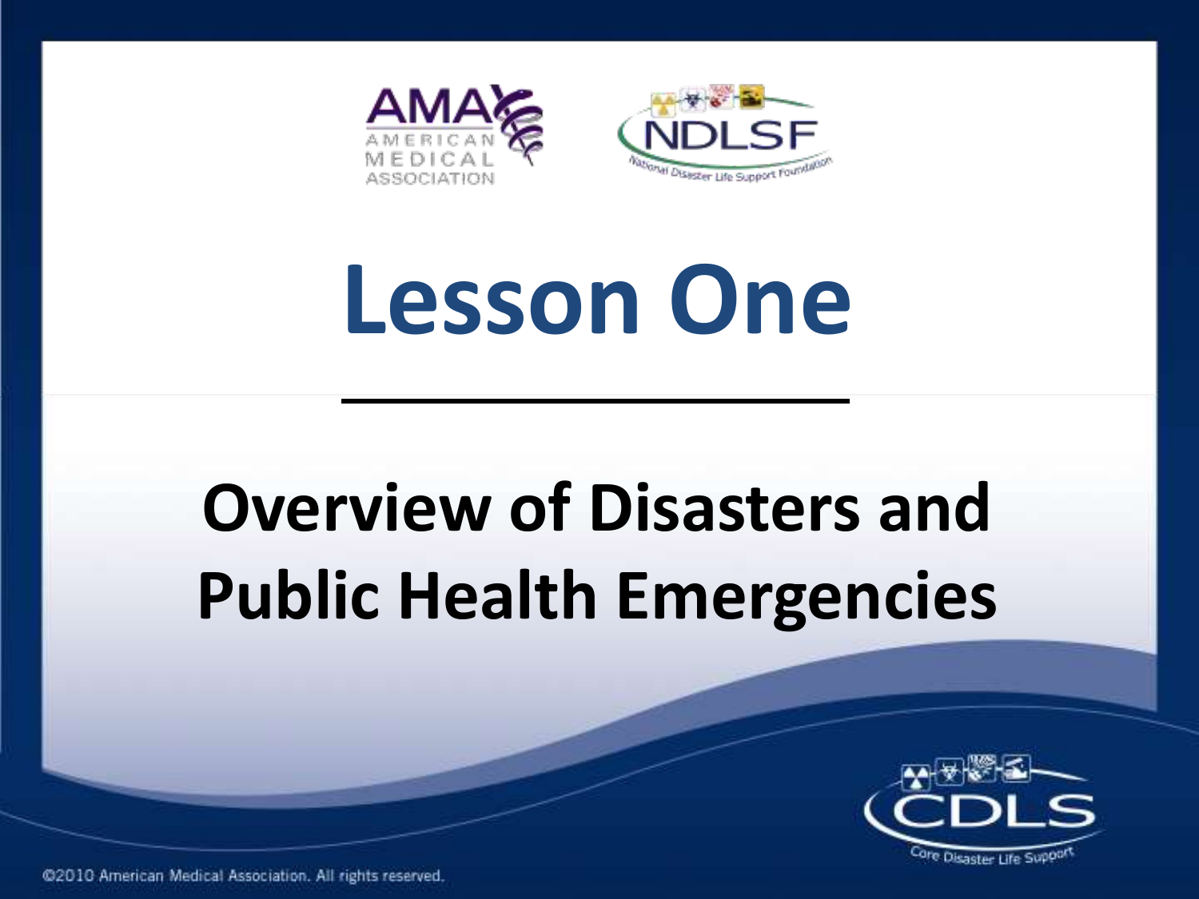# Lesson One

## Overview of Disasters and Public Health Emergencies

©2010 American Medical Association. All rights reserved.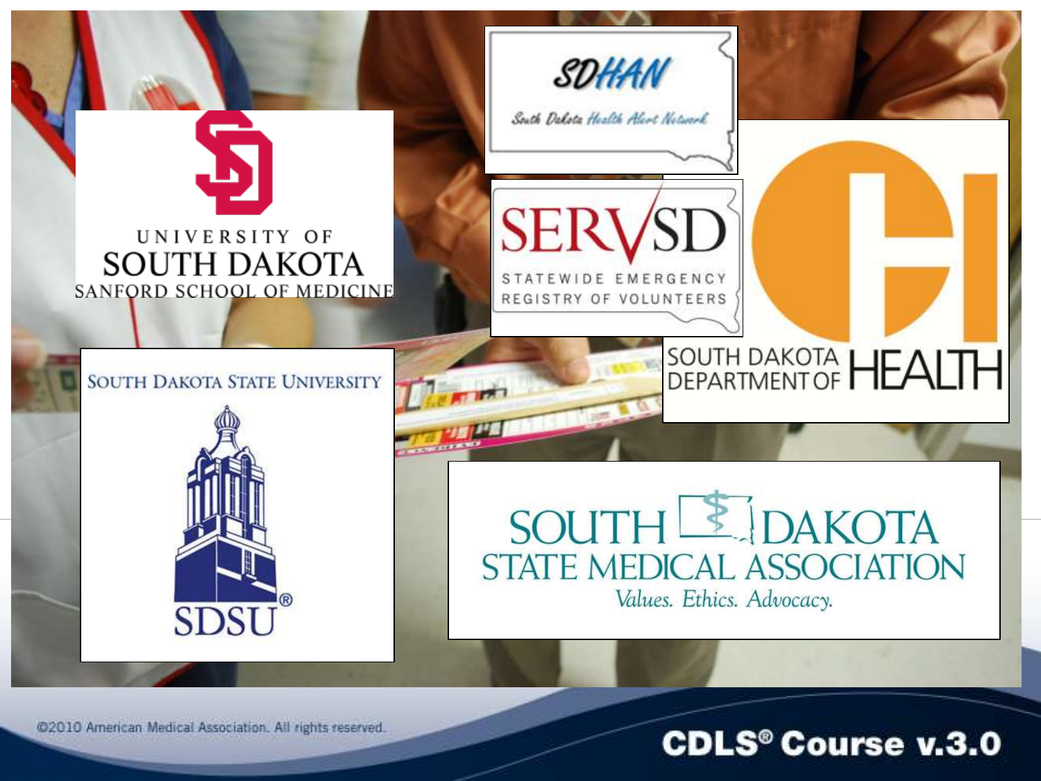SDHAN

South Dakota Health Alert Network

UNIVERSITY OF SOUTH DAKOTA
SANFORD SCHOOL OF MEDICINE

SERVSD
STATEWIDE EMERGENCY REGISTRY OF VOLUNTEERS

SOUTH DAKOTA DEPARTMENT OF HEALTH

SOUTH DAKOTA STATE UNIVERSITY

SDSU®

SOUTH DAKOTA STATE MEDICAL ASSOCIATION
*Values. Ethics. Advocacy.*

©2010 American Medical Association. All rights reserved.

CDLS® Course v.3.0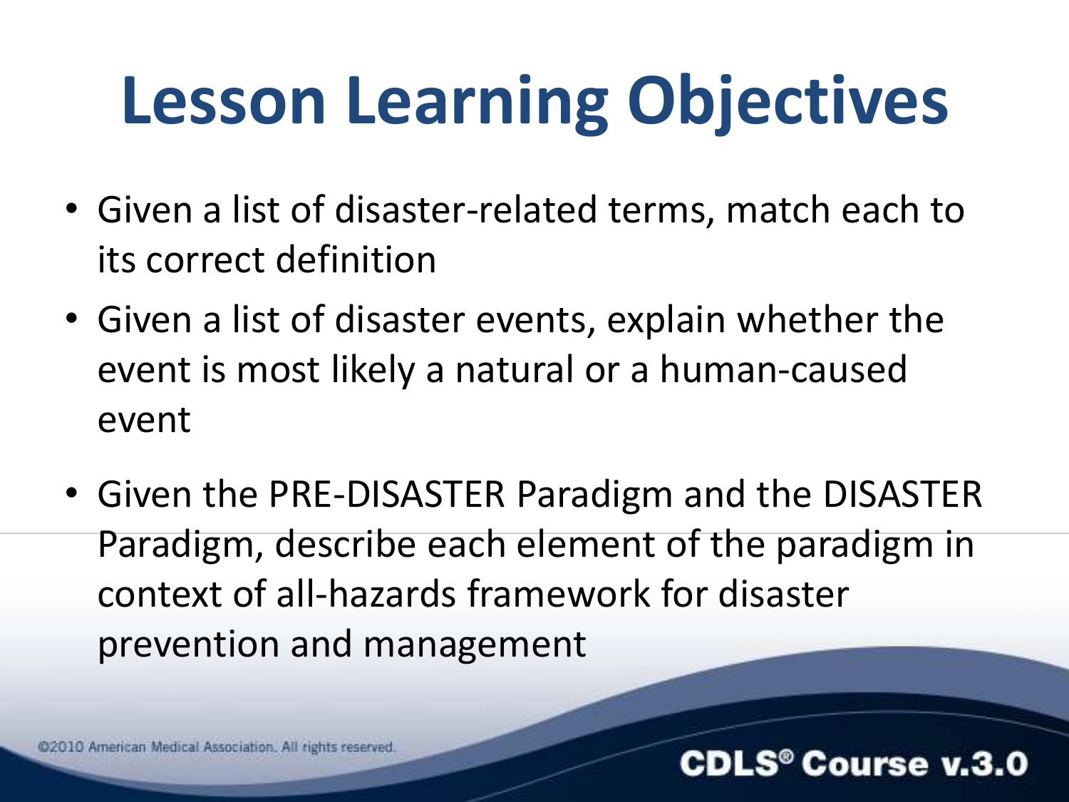# Lesson Learning Objectives

- Given a list of disaster-related terms, match each to its correct definition
- Given a list of disaster events, explain whether the event is most likely a natural or a human-caused event
- Given the PRE-DISASTER Paradigm and the DISASTER Paradigm, describe each element of the paradigm in context of all-hazards framework for disaster prevention and management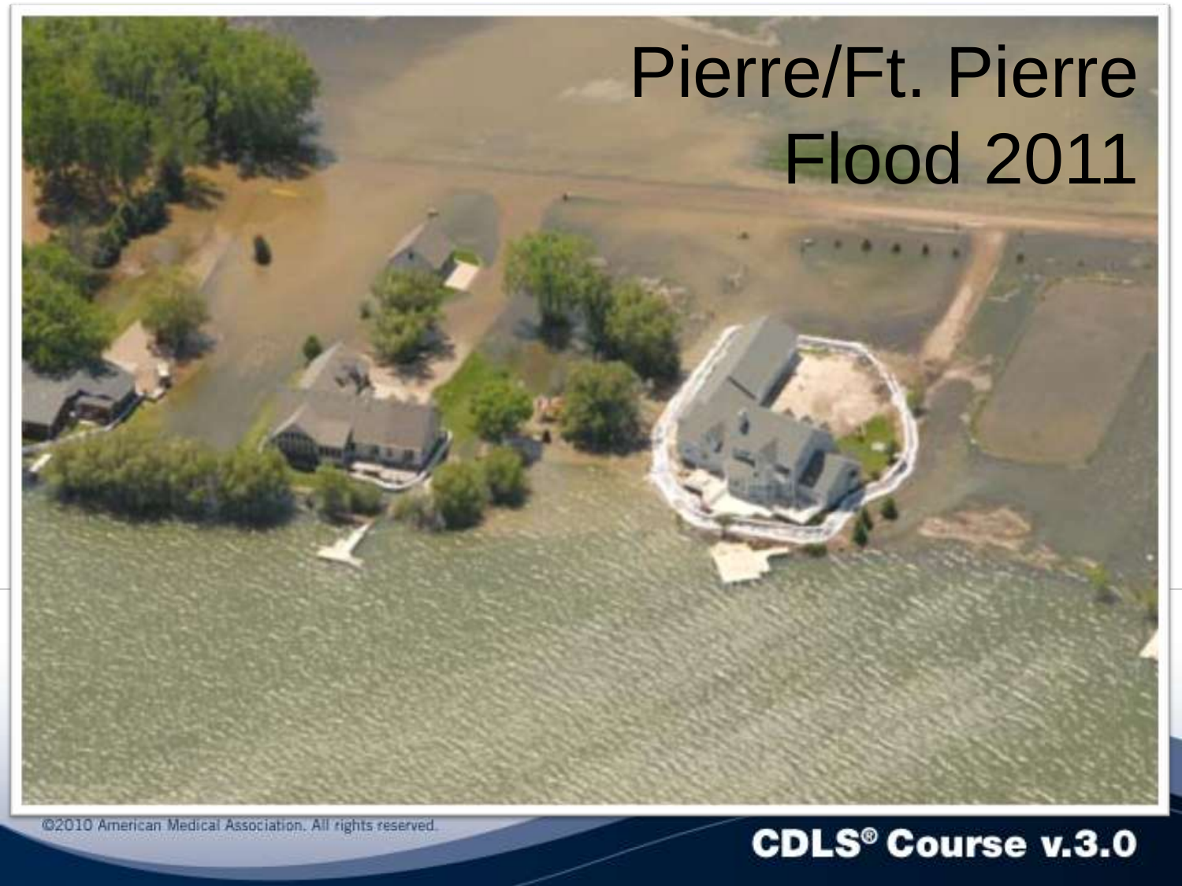# Pierre/Ft. Pierre Flood 2011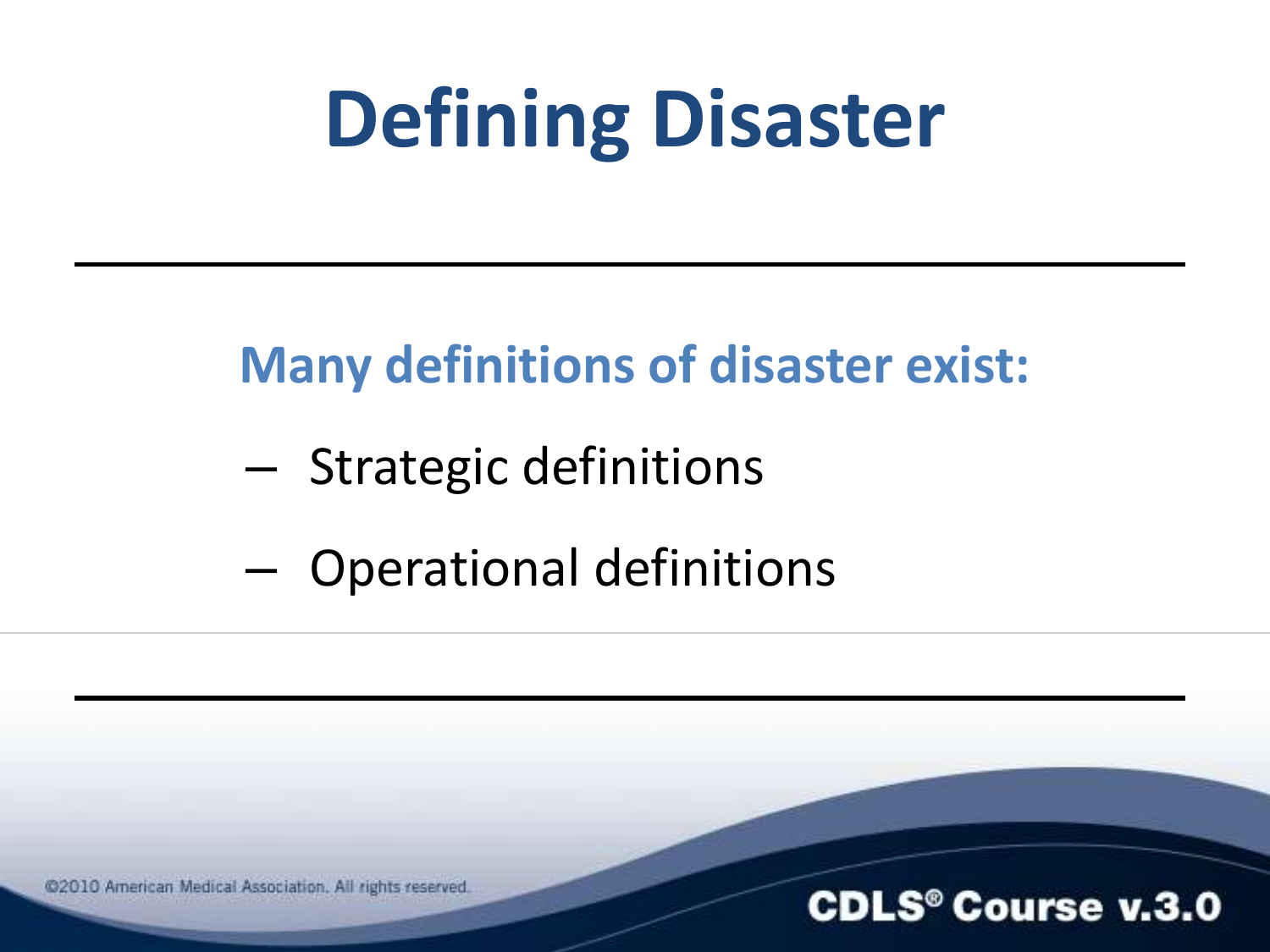# Defining Disaster

**Many definitions of disaster exist:**

- Strategic definitions
- Operational definitions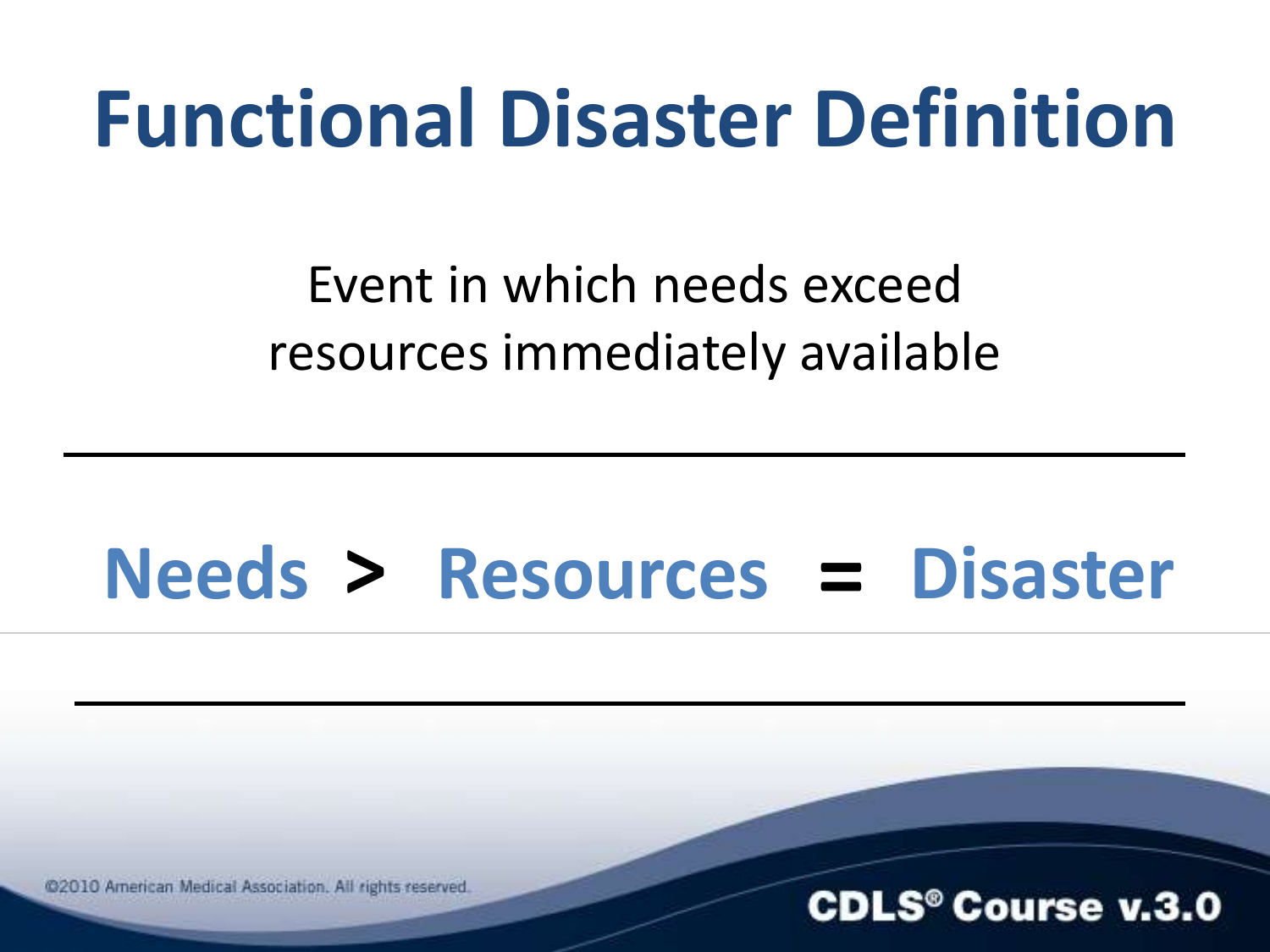# Functional Disaster Definition

Event in which needs exceed resources immediately available

---

**Needs > Resources = Disaster**

---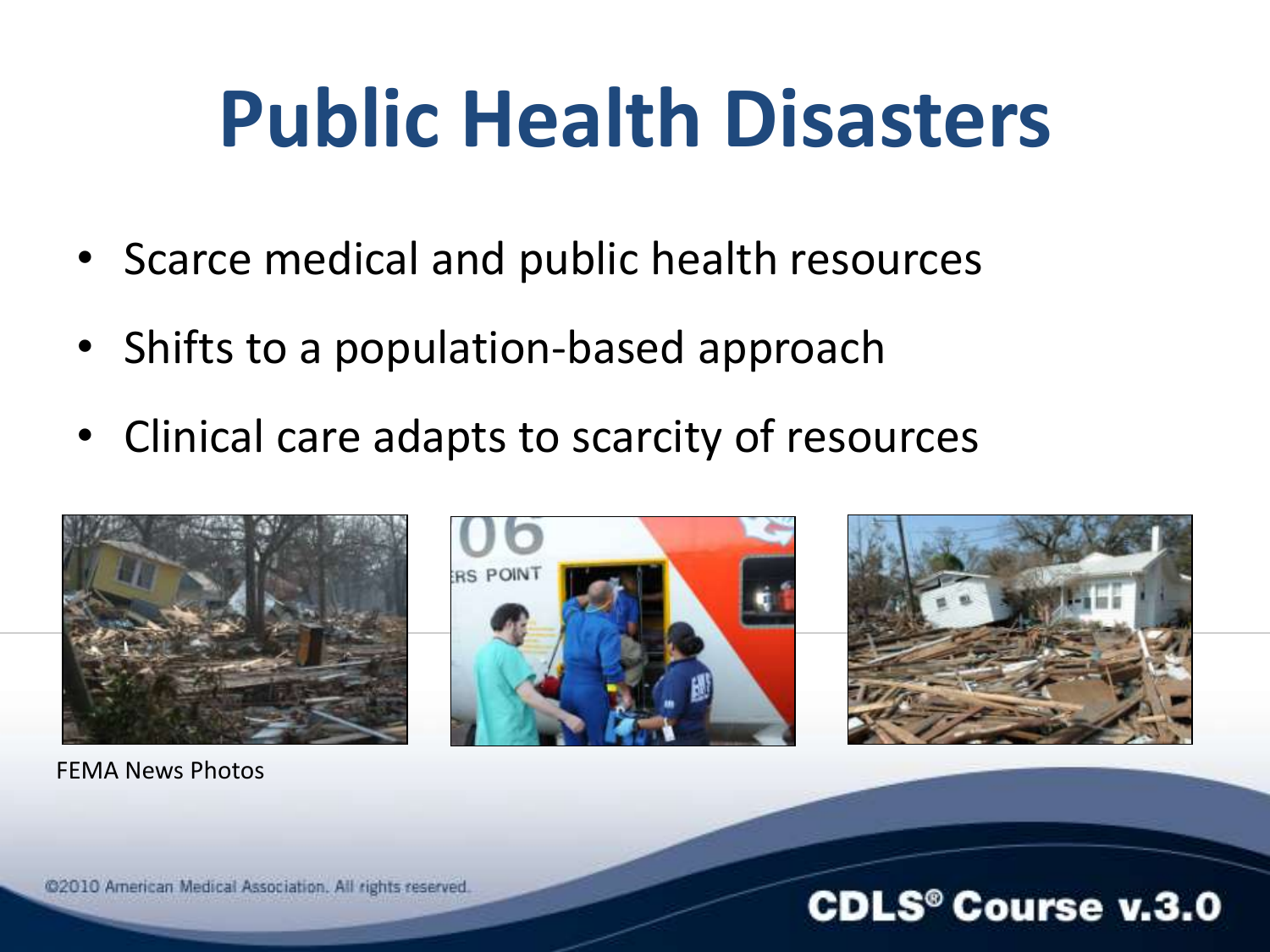# Public Health Disasters

- Scarce medical and public health resources
- Shifts to a population-based approach
- Clinical care adapts to scarcity of resources

FEMA News Photos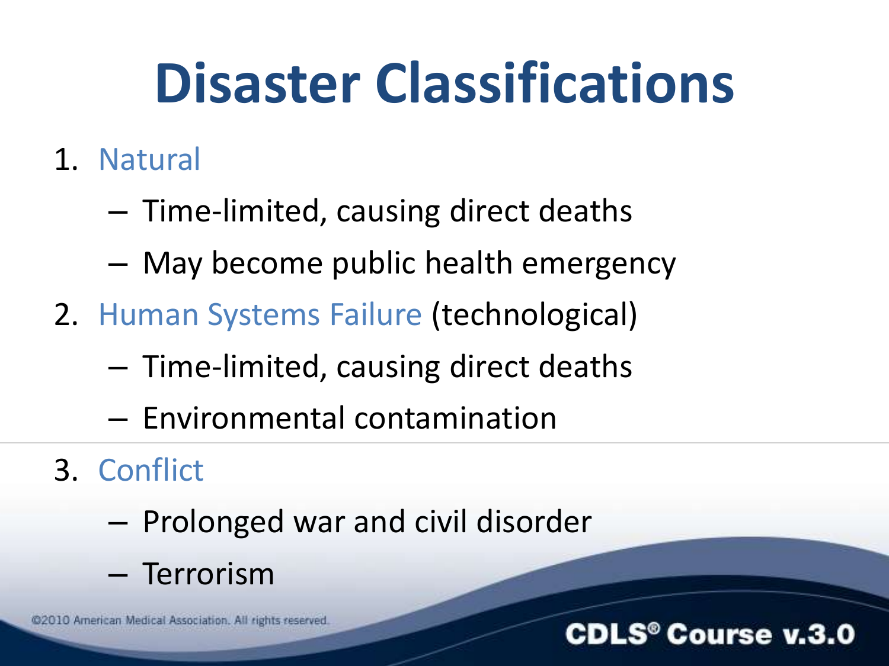# Disaster Classifications

1. Natural
   - Time-limited, causing direct deaths
   - May become public health emergency
2. Human Systems Failure (technological)
   - Time-limited, causing direct deaths
   - Environmental contamination
3. Conflict
   - Prolonged war and civil disorder
   - Terrorism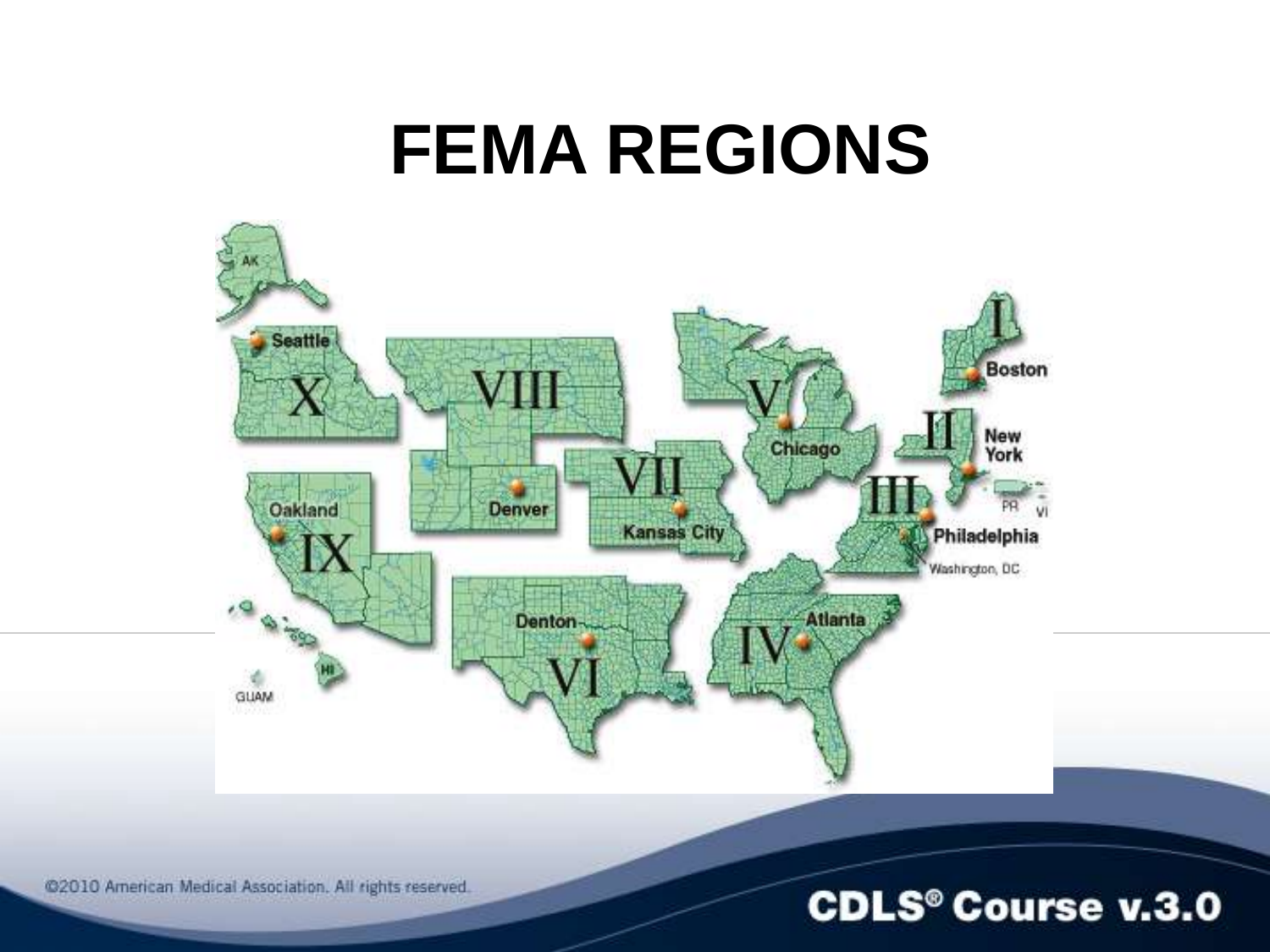# FEMA REGIONS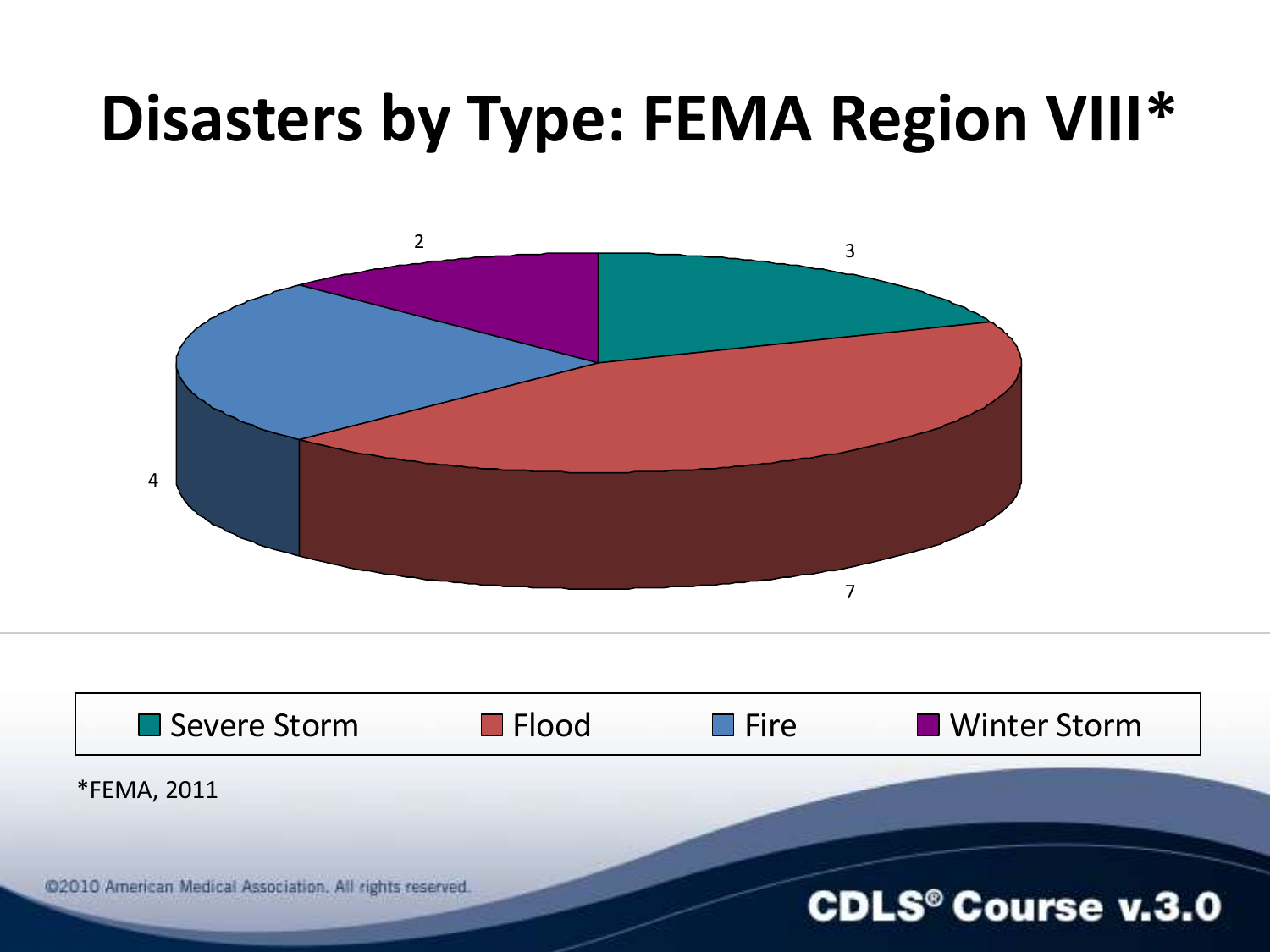# Disasters by Type: FEMA Region VIII*

| Type | Number |
|---|---|
| Severe Storm | 3 |
| Flood | 7 |
| Fire | 4 |
| Winter Storm | 2 |

*FEMA, 2011

©2010 American Medical Association. All rights reserved.

CDLS® Course v.3.0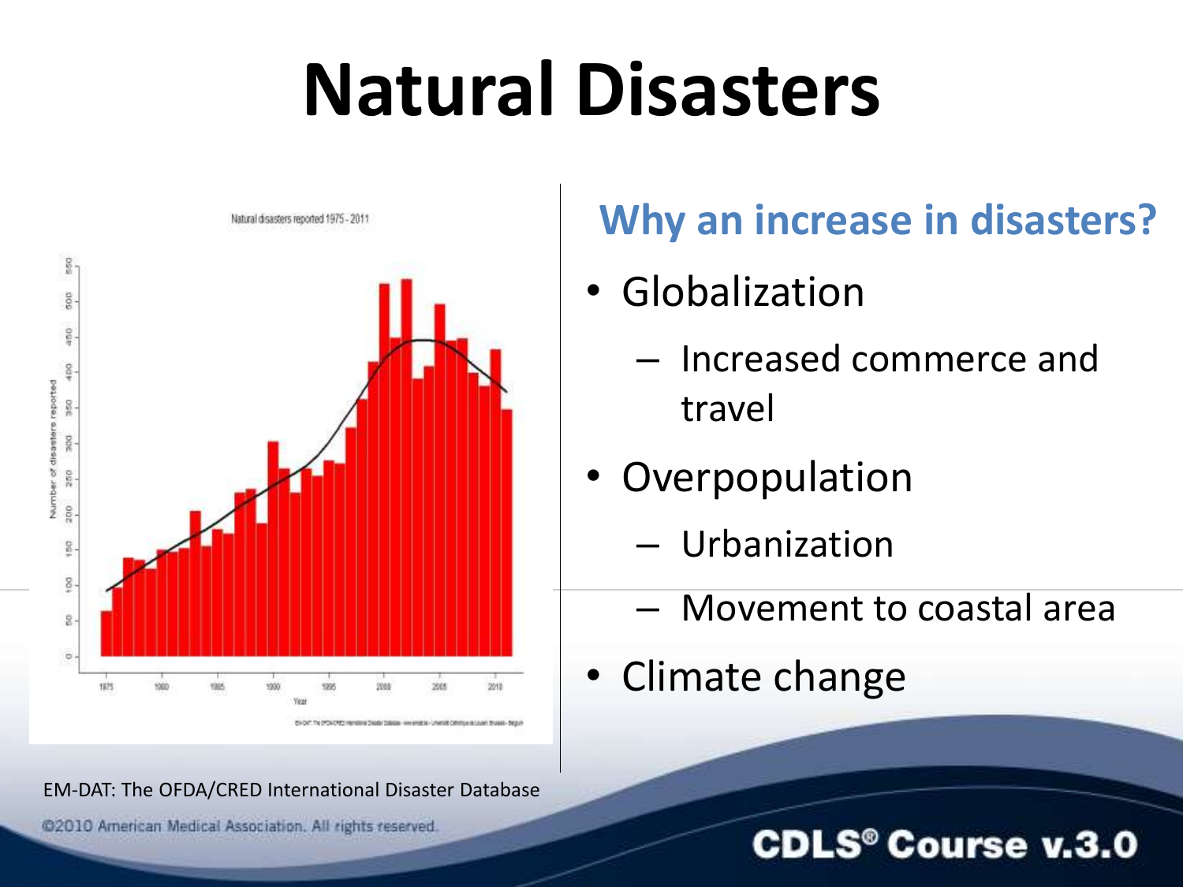# Natural Disasters

## Why an increase in disasters?

- Globalization
  - Increased commerce and travel
- Overpopulation
  - Urbanization
  - Movement to coastal area
- Climate change

EM-DAT: The OFDA/CRED International Disaster Database

©2010 American Medical Association. All rights reserved.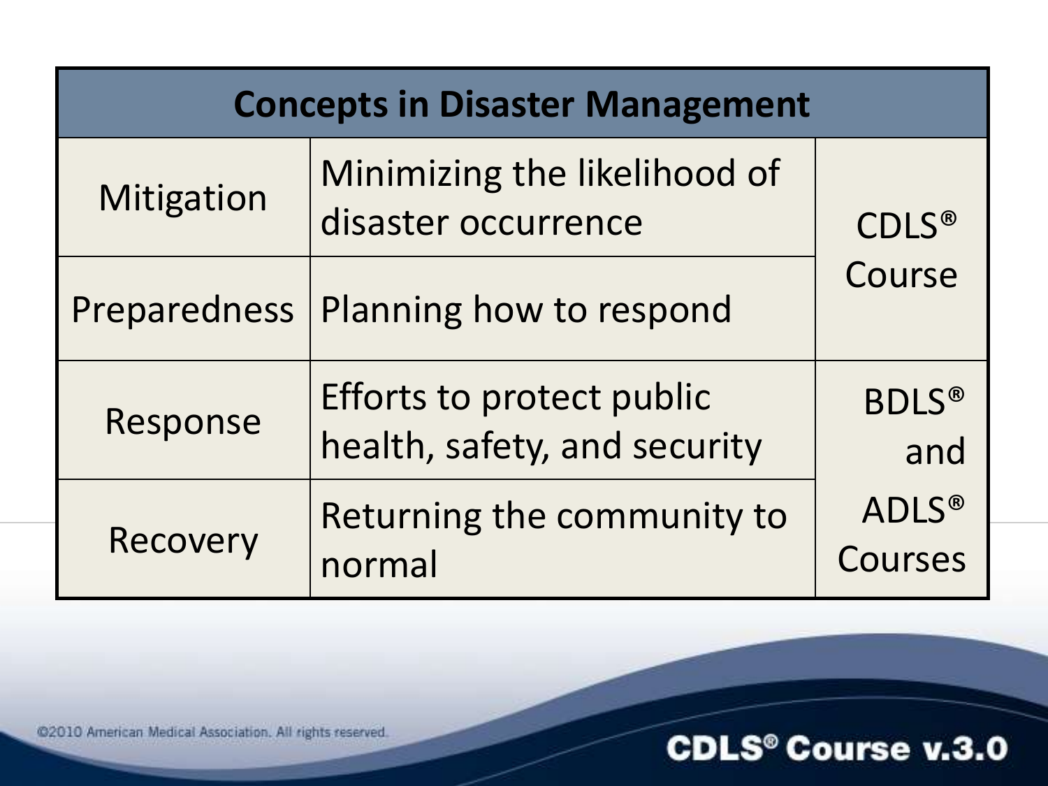| Concepts in Disaster Management | | |
|---|---|---|
| Mitigation | Minimizing the likelihood of disaster occurrence | CDLS® Course |
| Preparedness | Planning how to respond | |
| Response | Efforts to protect public health, safety, and security | BDLS® and ADLS® Courses |
| Recovery | Returning the community to normal | |

©2010 American Medical Association. All rights reserved.

CDLS® Course v.3.0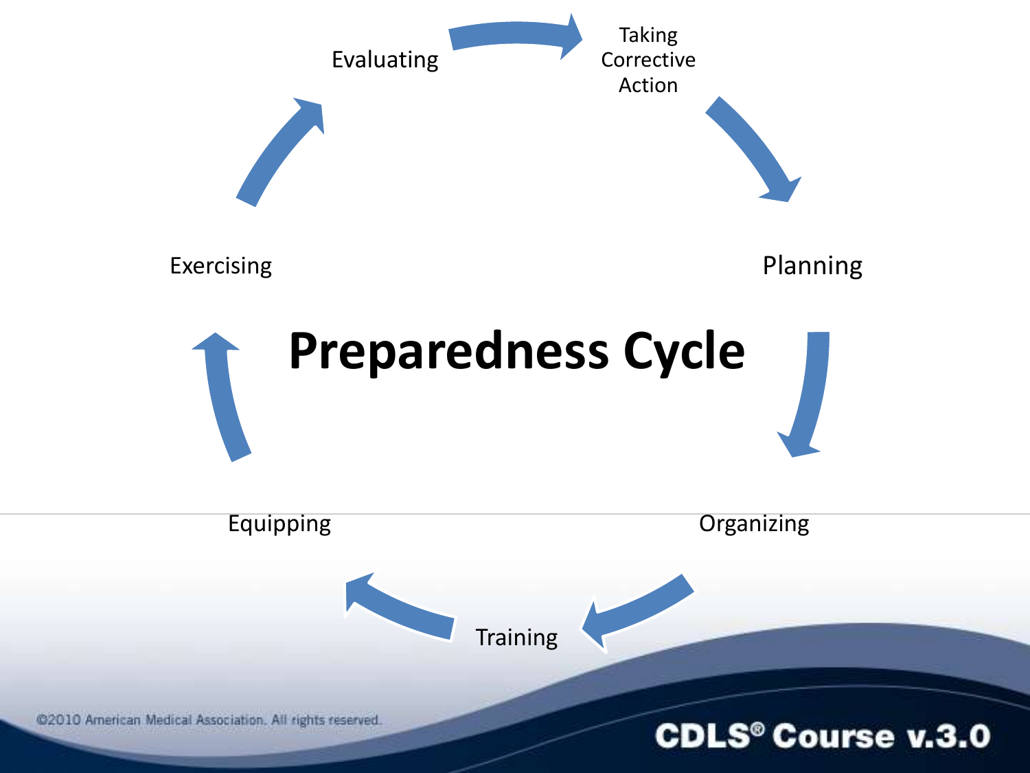# Preparedness Cycle

- Planning
- Organizing
- Training
- Equipping
- Exercising
- Evaluating
- Taking Corrective Action

©2010 American Medical Association. All rights reserved.

CDLS® Course v.3.0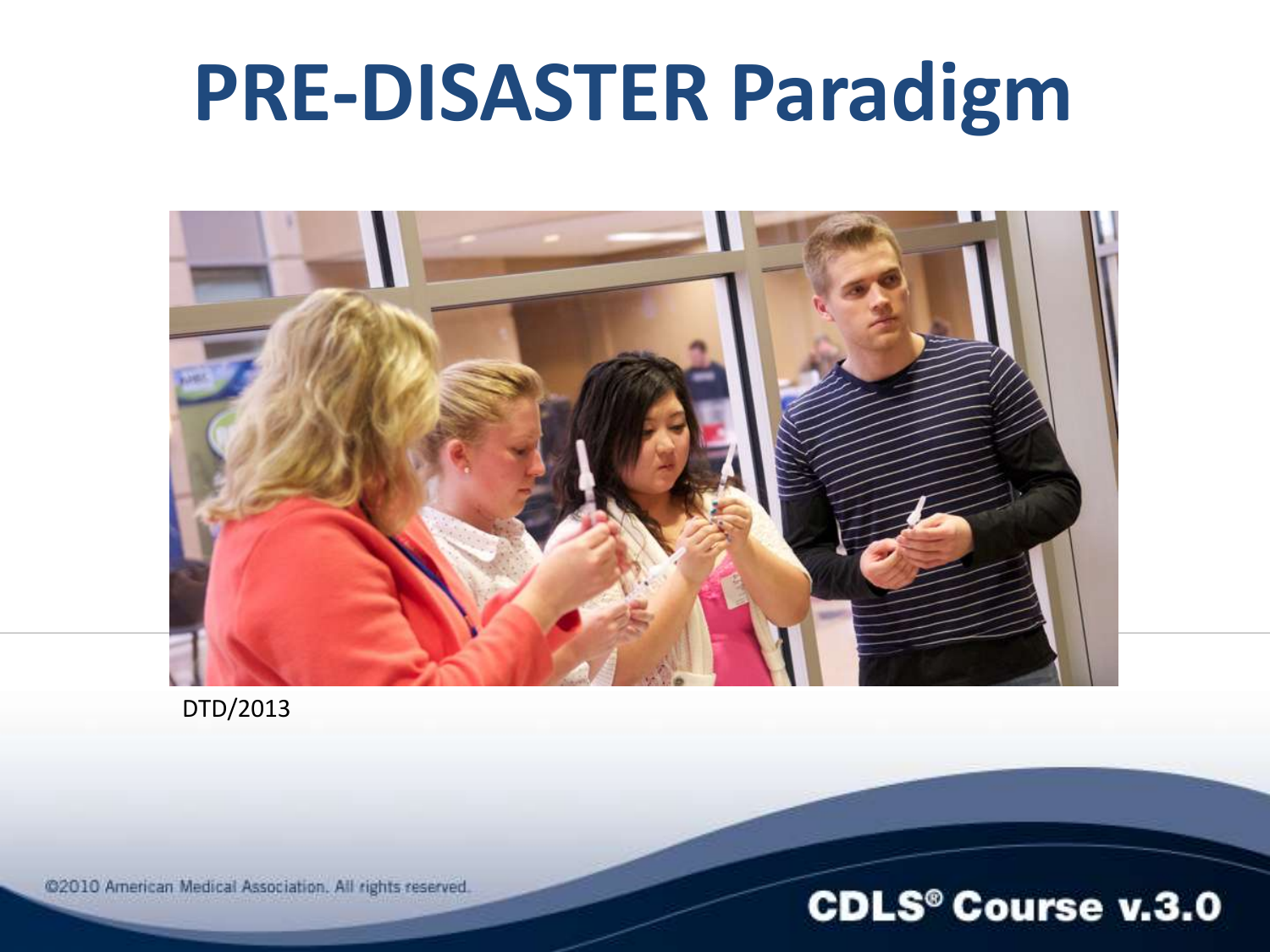# PRE-DISASTER Paradigm

DTD/2013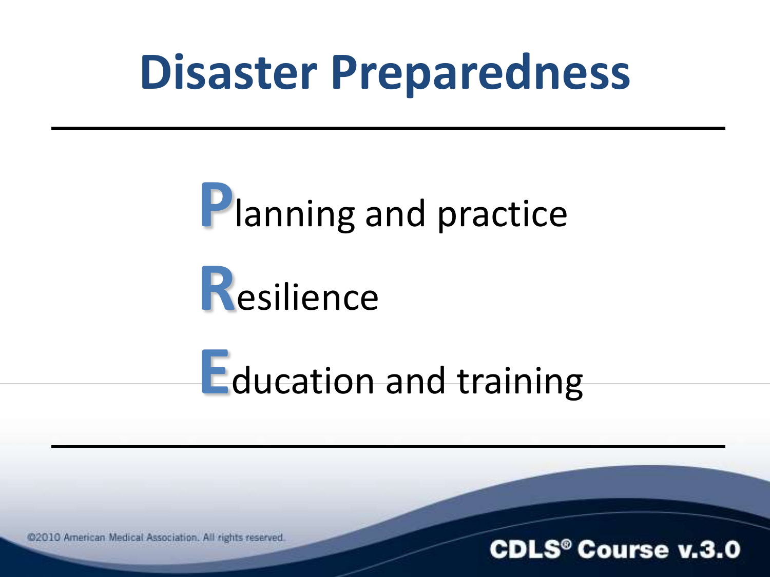# Disaster Preparedness

**P**lanning and practice

**R**esilience

**E**ducation and training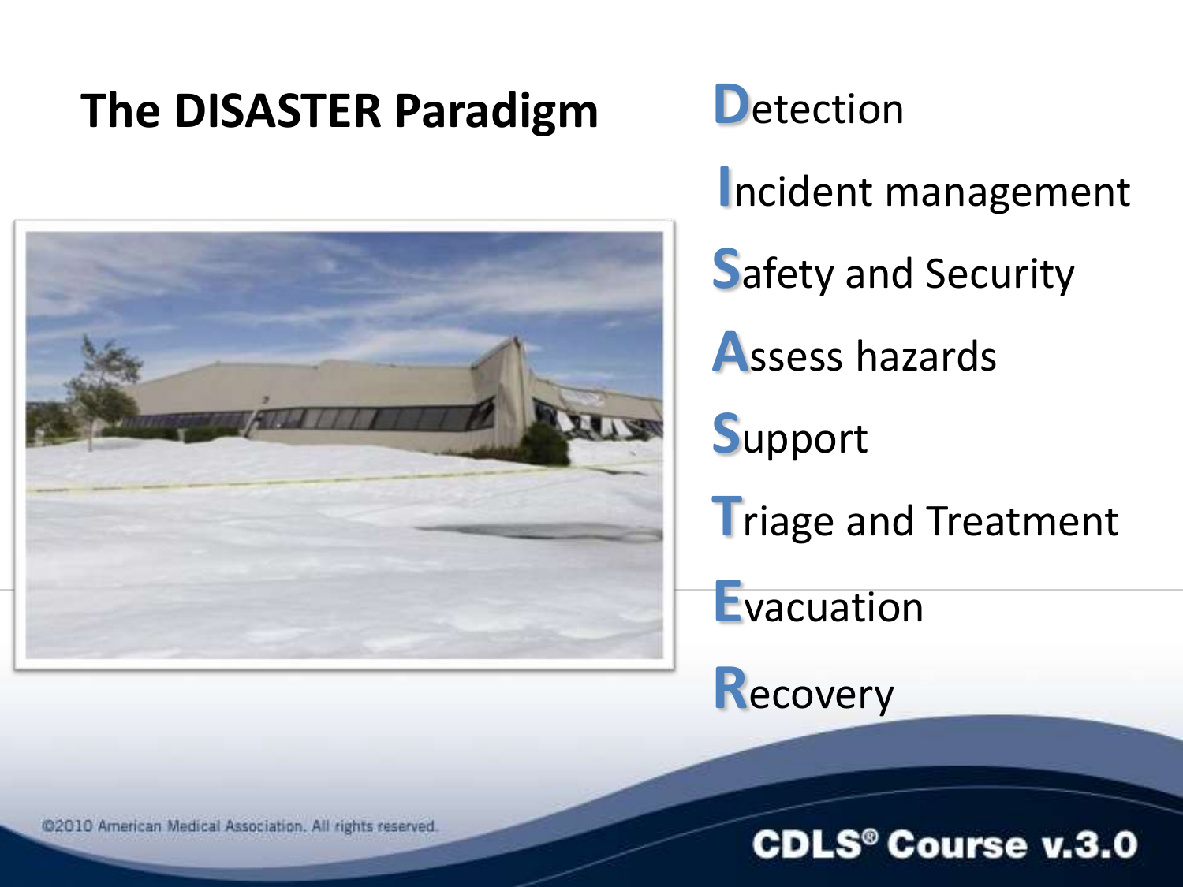# The DISASTER Paradigm

- **D**etection
- **I**ncident management
- **S**afety and Security
- **A**ssess hazards
- **S**upport
- **T**riage and Treatment
- **E**vacuation
- **R**ecovery

©2010 American Medical Association. All rights reserved.

CDLS® Course v.3.0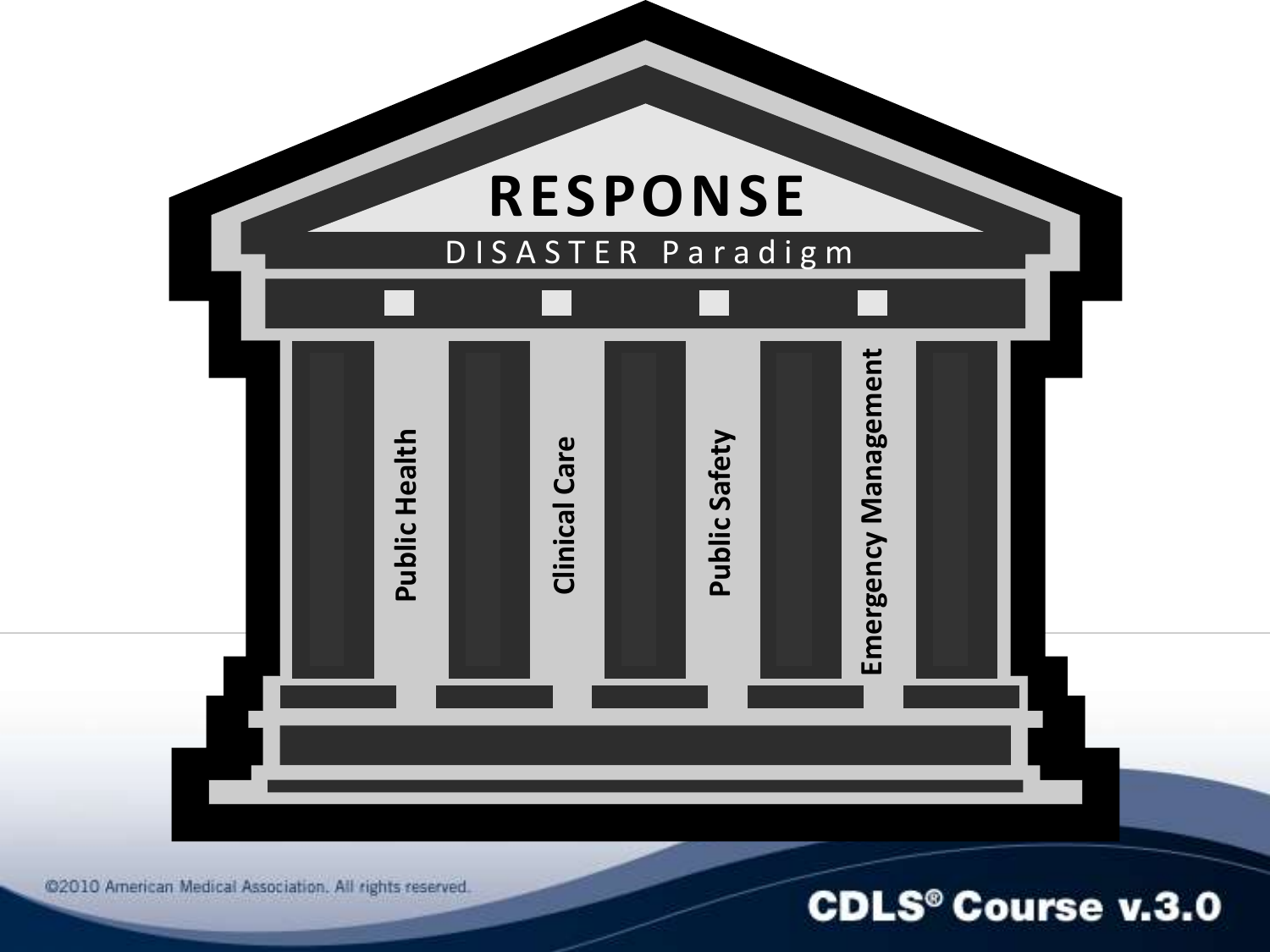# RESPONSE

DISASTER Paradigm

- Public Health
- Clinical Care
- Public Safety
- Emergency Management

©2010 American Medical Association. All rights reserved.

CDLS® Course v.3.0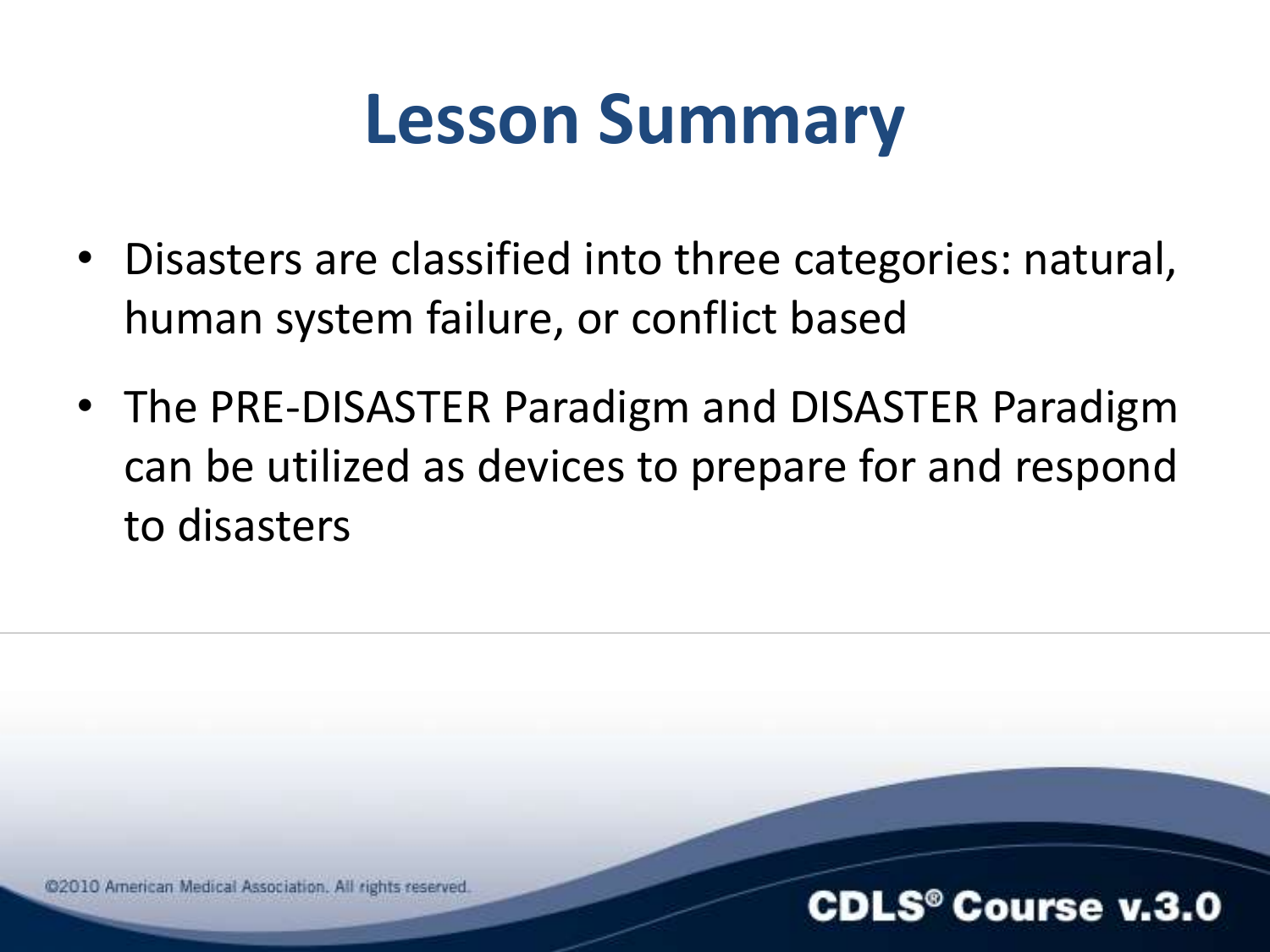# Lesson Summary

- Disasters are classified into three categories: natural, human system failure, or conflict based
- The PRE-DISASTER Paradigm and DISASTER Paradigm can be utilized as devices to prepare for and respond to disasters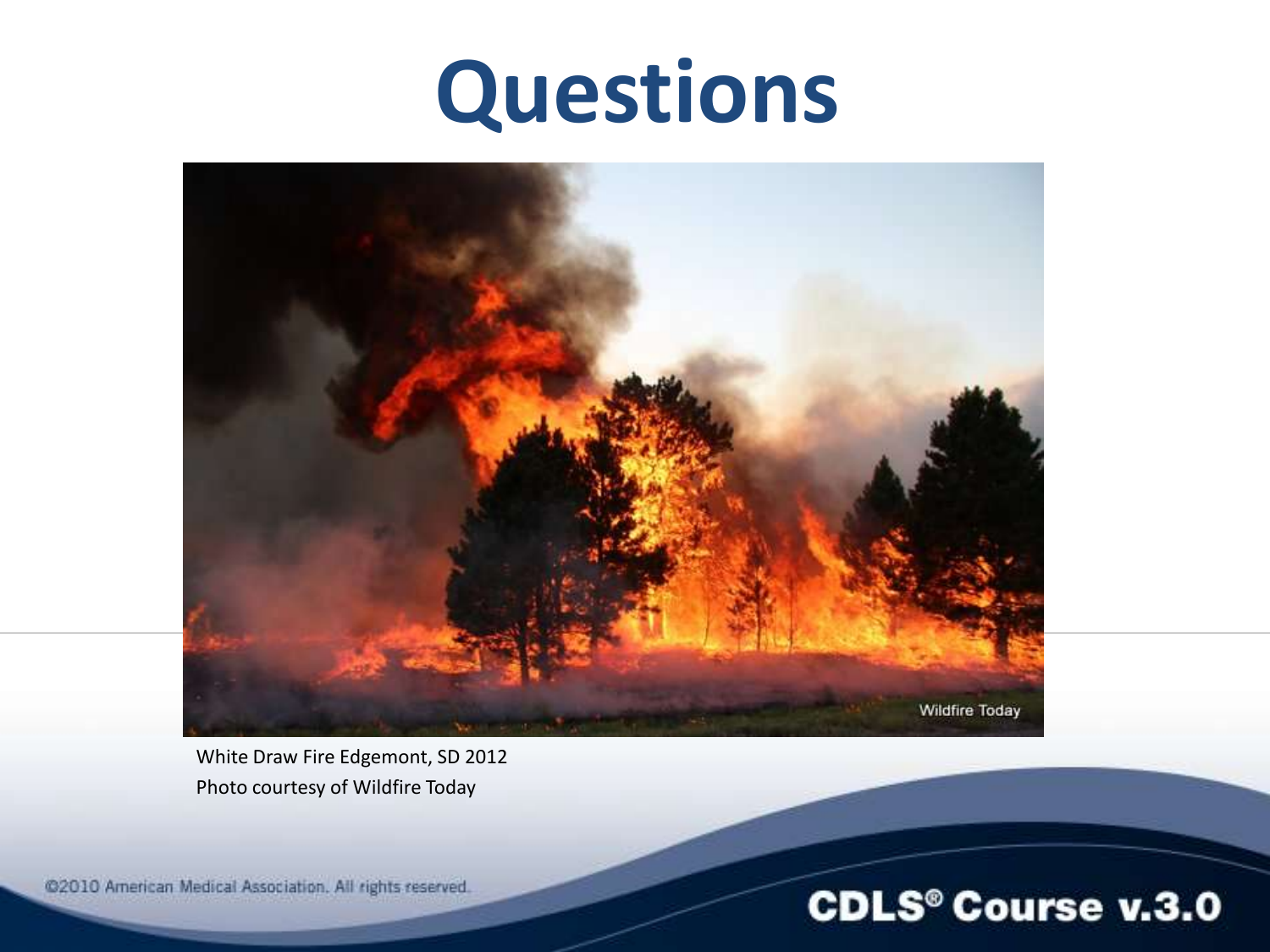# Questions

White Draw Fire Edgemont, SD 2012
Photo courtesy of Wildfire Today